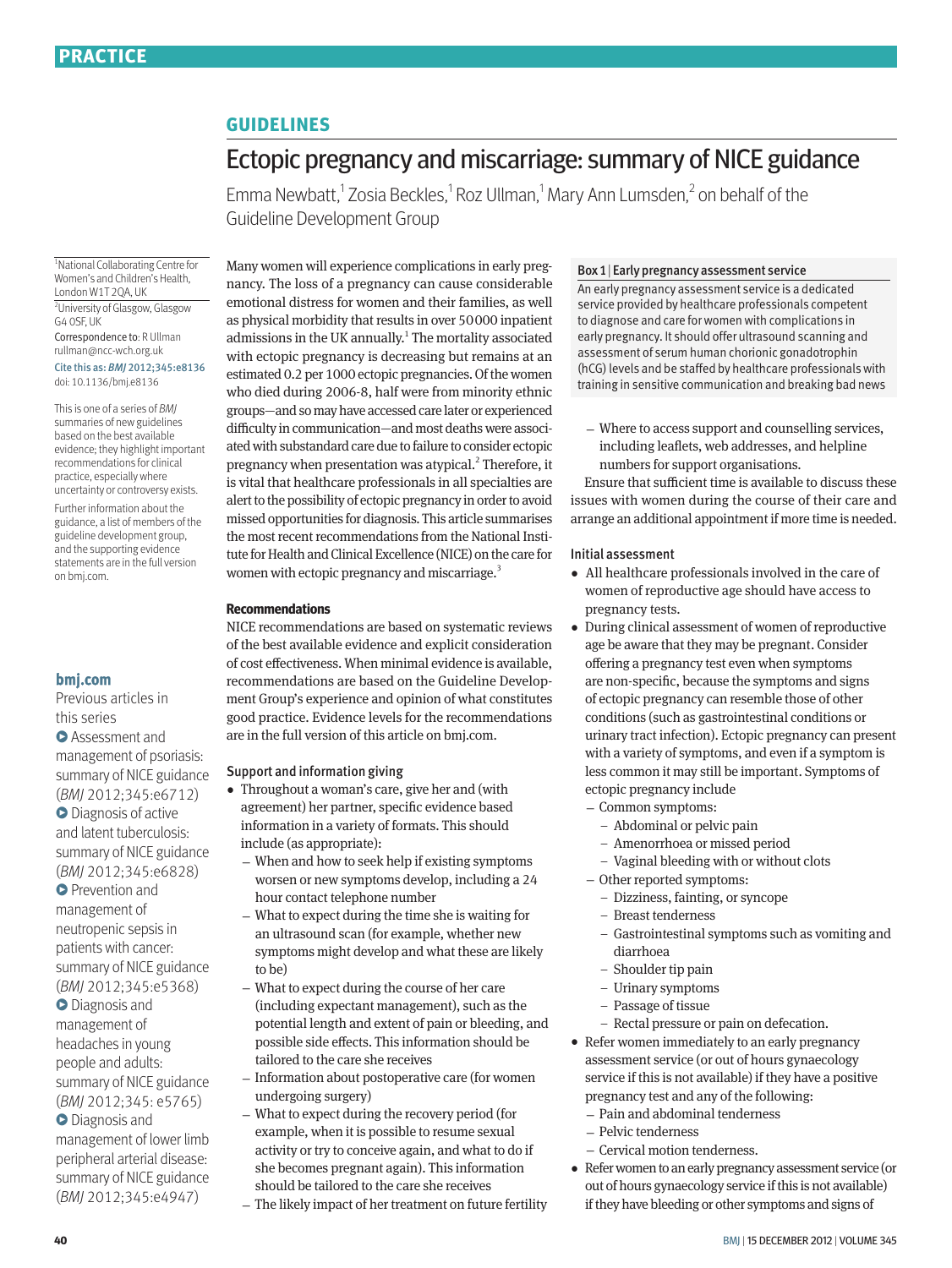PRACTICE

## GUIDELINES

# Ectopic pregnancy and miscarriage: summary of NICE guidance

Emma Newbatt,[1] Zosia Beckles,[1] Roz Ullman,[1] Mary Ann Lumsden,[2] on behalf of the Guideline Development Group

[1]National Collaborating Centre for Women's and Children's Health, London W1T 2QA, UK

[2]University of Glasgow, Glasgow G4 0SF, UK

Correspondence to: R Ullman rullman@ncc-wch.org.uk

Cite this as: *BMJ* 2012;345:e8136

doi: 10.1136/bmj.e8136

This is one of a series of *BMJ* summaries of new guidelines based on the best available evidence; they highlight important recommendations for clinical practice, especially where uncertainty or controversy exists.

Further information about the guidance, a list of members of the guideline development group, and the supporting evidence statements are in the full version on bmj.com.

**bmj.com**

Previous articles in this series

- Assessment and management of psoriasis: summary of NICE guidance (*BMJ* 2012;345:e6712)
- Diagnosis of active and latent tuberculosis: summary of NICE guidance (*BMJ* 2012;345:e6828)
- Prevention and management of neutropenic sepsis in patients with cancer: summary of NICE guidance (*BMJ* 2012;345:e5368)
- Diagnosis and management of headaches in young people and adults: summary of NICE guidance (*BMJ* 2012;345: e5765)
- Diagnosis and management of lower limb peripheral arterial disease: summary of NICE guidance (*BMJ* 2012;345:e4947)

Many women will experience complications in early pregnancy. The loss of a pregnancy can cause considerable emotional distress for women and their families, as well as physical morbidity that results in over 50000 inpatient admissions in the UK annually.[1] The mortality associated with ectopic pregnancy is decreasing but remains at an estimated 0.2 per 1000 ectopic pregnancies. Of the women who died during 2006-8, half were from minority ethnic groups—and so may have accessed care later or experienced difficulty in communication—and most deaths were associated with substandard care due to failure to consider ectopic pregnancy when presentation was atypical.[2] Therefore, it is vital that healthcare professionals in all specialties are alert to the possibility of ectopic pregnancy in order to avoid missed opportunities for diagnosis. This article summarises the most recent recommendations from the National Institute for Health and Clinical Excellence (NICE) on the care for women with ectopic pregnancy and miscarriage.[3]

### Recommendations

NICE recommendations are based on systematic reviews of the best available evidence and explicit consideration of cost effectiveness. When minimal evidence is available, recommendations are based on the Guideline Development Group's experience and opinion of what constitutes good practice. Evidence levels for the recommendations are in the full version of this article on bmj.com.

### Support and information giving

- Throughout a woman's care, give her and (with agreement) her partner, specific evidence based information in a variety of formats. This should include (as appropriate):
  - When and how to seek help if existing symptoms worsen or new symptoms develop, including a 24 hour contact telephone number
  - What to expect during the time she is waiting for an ultrasound scan (for example, whether new symptoms might develop and what these are likely to be)
  - What to expect during the course of her care (including expectant management), such as the potential length and extent of pain or bleeding, and possible side effects. This information should be tailored to the care she receives
  - Information about postoperative care (for women undergoing surgery)
  - What to expect during the recovery period (for example, when it is possible to resume sexual activity or try to conceive again, and what to do if she becomes pregnant again). This information should be tailored to the care she receives
  - The likely impact of her treatment on future fertility
  - Where to access support and counselling services, including leaflets, web addresses, and helpline numbers for support organisations.

Ensure that sufficient time is available to discuss these issues with women during the course of their care and arrange an additional appointment if more time is needed.

**Box 1 | Early pregnancy assessment service**

An early pregnancy assessment service is a dedicated service provided by healthcare professionals competent to diagnose and care for women with complications in early pregnancy. It should offer ultrasound scanning and assessment of serum human chorionic gonadotrophin (hCG) levels and be staffed by healthcare professionals with training in sensitive communication and breaking bad news

### Initial assessment

- All healthcare professionals involved in the care of women of reproductive age should have access to pregnancy tests.
- During clinical assessment of women of reproductive age be aware that they may be pregnant. Consider offering a pregnancy test even when symptoms are non-specific, because the symptoms and signs of ectopic pregnancy can resemble those of other conditions (such as gastrointestinal conditions or urinary tract infection). Ectopic pregnancy can present with a variety of symptoms, and even if a symptom is less common it may still be important. Symptoms of ectopic pregnancy include
  - Common symptoms:
    - Abdominal or pelvic pain
    - Amenorrhoea or missed period
    - Vaginal bleeding with or without clots
  - Other reported symptoms:
    - Dizziness, fainting, or syncope
    - Breast tenderness
    - Gastrointestinal symptoms such as vomiting and diarrhoea
    - Shoulder tip pain
    - Urinary symptoms
    - Passage of tissue
    - Rectal pressure or pain on defecation.
- Refer women immediately to an early pregnancy assessment service (or out of hours gynaecology service if this is not available) if they have a positive pregnancy test and any of the following:
  - Pain and abdominal tenderness
  - Pelvic tenderness
  - Cervical motion tenderness.
- Refer women to an early pregnancy assessment service (or out of hours gynaecology service if this is not available) if they have bleeding or other symptoms and signs of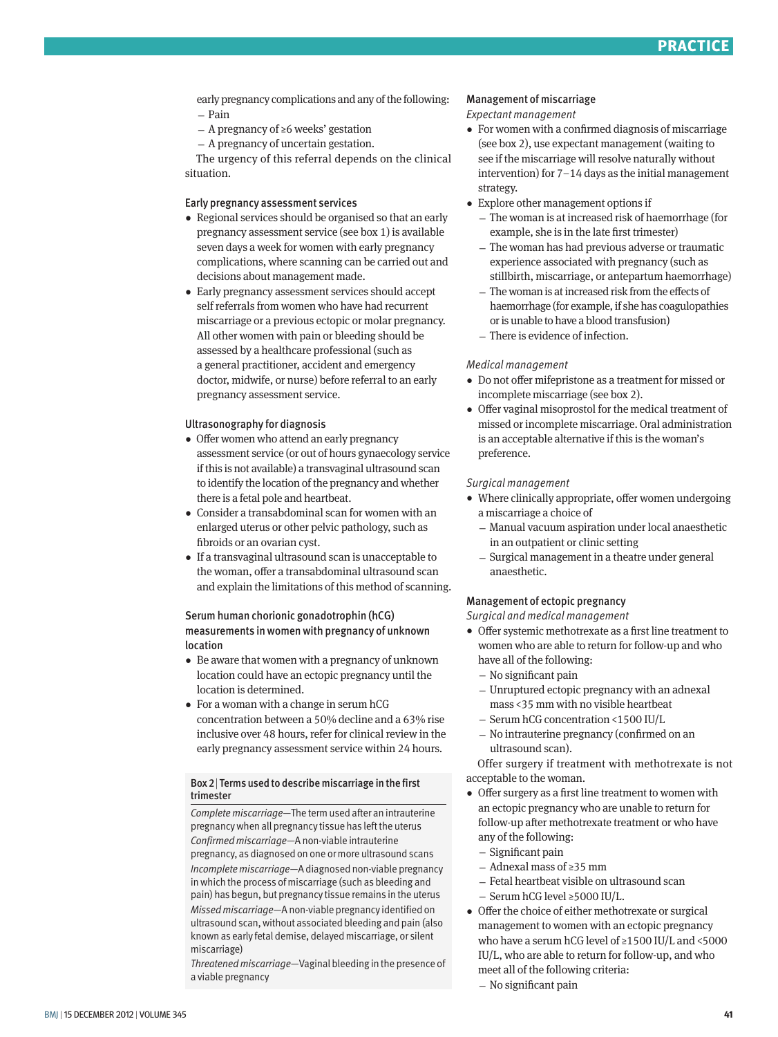early pregnancy complications and any of the following:
- Pain
- A pregnancy of ≥6 weeks' gestation
- A pregnancy of uncertain gestation.

The urgency of this referral depends on the clinical situation.

### Early pregnancy assessment services

- Regional services should be organised so that an early pregnancy assessment service (see box 1) is available seven days a week for women with early pregnancy complications, where scanning can be carried out and decisions about management made.
- Early pregnancy assessment services should accept self referrals from women who have had recurrent miscarriage or a previous ectopic or molar pregnancy. All other women with pain or bleeding should be assessed by a healthcare professional (such as a general practitioner, accident and emergency doctor, midwife, or nurse) before referral to an early pregnancy assessment service.

### Ultrasonography for diagnosis

- Offer women who attend an early pregnancy assessment service (or out of hours gynaecology service if this is not available) a transvaginal ultrasound scan to identify the location of the pregnancy and whether there is a fetal pole and heartbeat.
- Consider a transabdominal scan for women with an enlarged uterus or other pelvic pathology, such as fibroids or an ovarian cyst.
- If a transvaginal ultrasound scan is unacceptable to the woman, offer a transabdominal ultrasound scan and explain the limitations of this method of scanning.

### Serum human chorionic gonadotrophin (hCG) measurements in women with pregnancy of unknown location

- Be aware that women with a pregnancy of unknown location could have an ectopic pregnancy until the location is determined.
- For a woman with a change in serum hCG concentration between a 50% decline and a 63% rise inclusive over 48 hours, refer for clinical review in the early pregnancy assessment service within 24 hours.

**Box 2 | Terms used to describe miscarriage in the first trimester**

*Complete miscarriage*—The term used after an intrauterine pregnancy when all pregnancy tissue has left the uterus

*Confirmed miscarriage*—A non-viable intrauterine pregnancy, as diagnosed on one or more ultrasound scans

*Incomplete miscarriage*—A diagnosed non-viable pregnancy in which the process of miscarriage (such as bleeding and pain) has begun, but pregnancy tissue remains in the uterus

*Missed miscarriage*—A non-viable pregnancy identified on ultrasound scan, without associated bleeding and pain (also known as early fetal demise, delayed miscarriage, or silent miscarriage)

*Threatened miscarriage*—Vaginal bleeding in the presence of a viable pregnancy

### Management of miscarriage

*Expectant management*

- For women with a confirmed diagnosis of miscarriage (see box 2), use expectant management (waiting to see if the miscarriage will resolve naturally without intervention) for 7–14 days as the initial management strategy.
- Explore other management options if
  - The woman is at increased risk of haemorrhage (for example, she is in the late first trimester)
  - The woman has had previous adverse or traumatic experience associated with pregnancy (such as stillbirth, miscarriage, or antepartum haemorrhage)
  - The woman is at increased risk from the effects of haemorrhage (for example, if she has coagulopathies or is unable to have a blood transfusion)
  - There is evidence of infection.

*Medical management*

- Do not offer mifepristone as a treatment for missed or incomplete miscarriage (see box 2).
- Offer vaginal misoprostol for the medical treatment of missed or incomplete miscarriage. Oral administration is an acceptable alternative if this is the woman's preference.

*Surgical management*

- Where clinically appropriate, offer women undergoing a miscarriage a choice of
  - Manual vacuum aspiration under local anaesthetic in an outpatient or clinic setting
  - Surgical management in a theatre under general anaesthetic.

### Management of ectopic pregnancy

*Surgical and medical management*

- Offer systemic methotrexate as a first line treatment to women who are able to return for follow-up and who have all of the following:
  - No significant pain
  - Unruptured ectopic pregnancy with an adnexal mass <35 mm with no visible heartbeat
  - Serum hCG concentration <1500 IU/L
  - No intrauterine pregnancy (confirmed on an ultrasound scan).

  Offer surgery if treatment with methotrexate is not acceptable to the woman.
- Offer surgery as a first line treatment to women with an ectopic pregnancy who are unable to return for follow-up after methotrexate treatment or who have any of the following:
  - Significant pain
  - Adnexal mass of ≥35 mm
  - Fetal heartbeat visible on ultrasound scan
  - Serum hCG level ≥5000 IU/L.
- Offer the choice of either methotrexate or surgical management to women with an ectopic pregnancy who have a serum hCG level of ≥1500 IU/L and <5000 IU/L, who are able to return for follow-up, and who meet all of the following criteria:
  - No significant pain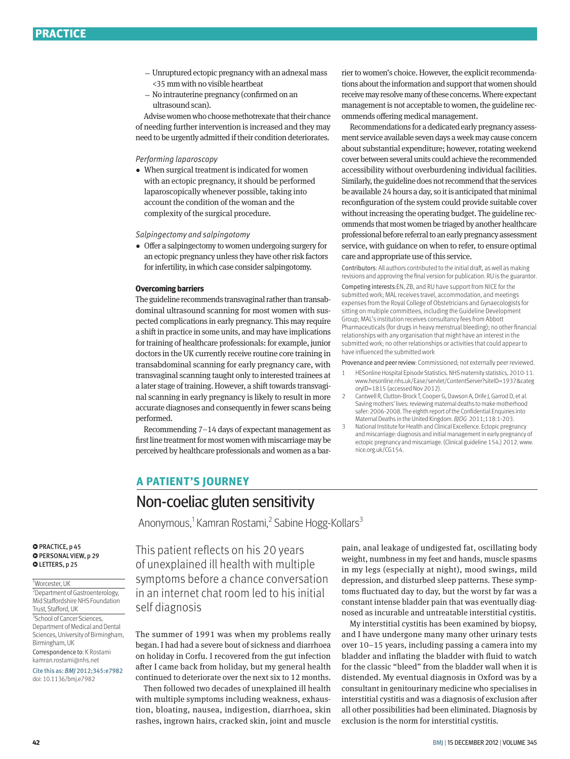- Unruptured ectopic pregnancy with an adnexal mass <35 mm with no visible heartbeat
- No intrauterine pregnancy (confirmed on an ultrasound scan).

Advise women who choose methotrexate that their chance of needing further intervention is increased and they may need to be urgently admitted if their condition deteriorates.

*Performing laparoscopy*

- When surgical treatment is indicated for women with an ectopic pregnancy, it should be performed laparoscopically whenever possible, taking into account the condition of the woman and the complexity of the surgical procedure.

*Salpingectomy and salpingotomy*

- Offer a salpingectomy to women undergoing surgery for an ectopic pregnancy unless they have other risk factors for infertility, in which case consider salpingotomy.

**Overcoming barriers**

The guideline recommends transvaginal rather than transabdominal ultrasound scanning for most women with suspected complications in early pregnancy. This may require a shift in practice in some units, and may have implications for training of healthcare professionals: for example, junior doctors in the UK currently receive routine core training in transabdominal scanning for early pregnancy care, with transvaginal scanning taught only to interested trainees at a later stage of training. However, a shift towards transvaginal scanning in early pregnancy is likely to result in more accurate diagnoses and consequently in fewer scans being performed.

Recommending 7–14 days of expectant management as first line treatment for most women with miscarriage may be perceived by healthcare professionals and women as a barrier to women's choice. However, the explicit recommendations about the information and support that women should receive may resolve many of these concerns. Where expectant management is not acceptable to women, the guideline recommends offering medical management.

Recommendations for a dedicated early pregnancy assessment service available seven days a week may cause concern about substantial expenditure; however, rotating weekend cover between several units could achieve the recommended accessibility without overburdening individual facilities. Similarly, the guideline does not recommend that the services be available 24 hours a day, so it is anticipated that minimal reconfiguration of the system could provide suitable cover without increasing the operating budget. The guideline recommends that most women be triaged by another healthcare professional before referral to an early pregnancy assessment service, with guidance on when to refer, to ensure optimal care and appropriate use of this service.

Contributors: All authors contributed to the initial draft, as well as making revisions and approving the final version for publication. RU is the guarantor.

Competing interests: EN, ZB, and RU have support from NICE for the submitted work; MAL receives travel, accommodation, and meetings expenses from the Royal College of Obstetricians and Gynaecologists for sitting on multiple committees, including the Guideline Development Group; MAL's institution receives consultancy fees from Abbott Pharmaceuticals (for drugs in heavy menstrual bleeding); no other financial relationships with any organisation that might have an interest in the submitted work; no other relationships or activities that could appear to have influenced the submitted work

Provenance and peer review: Commissioned; not externally peer reviewed.

1. HESonline Hospital Episode Statistics. NHS maternity statistics, 2010-11. www.hesonline.nhs.uk/Ease/servlet/ContentServer?siteID=1937&categoryID=1815 (accessed Nov 2012).
2. Cantwell R, Clutton-Brock T, Cooper G, Dawson A, Drife J, Garrod D, et al. Saving mothers' lives: reviewing maternal deaths to make motherhood safer: 2006-2008. The eighth report of the Confidential Enquiries into Maternal Deaths in the United Kingdom. *BJOG* 2011;118:1-203.
3. National Institute for Health and Clinical Excellence. Ectopic pregnancy and miscarriage: diagnosis and initial management in early pregnancy of ectopic pregnancy and miscarriage. (Clinical guideline 154.) 2012. www.nice.org.uk/CG154.

## A PATIENT'S JOURNEY

# Non-coeliac gluten sensitivity

Anonymous,[1] Kamran Rostami,[2] Sabine Hogg-Kollars[3]

PRACTICE, p 45
PERSONAL VIEW, p 29
LETTERS, p 25

[1] Worcester, UK
[2] Department of Gastroenterology, Mid Staffordshire NHS Foundation Trust, Stafford, UK
[3] School of Cancer Sciences, Department of Medical and Dental Sciences, University of Birmingham, Birmingham, UK

Correspondence to: K Rostami kamran.rostami@nhs.net

Cite this as: *BMJ* 2012;345:e7982
doi: 10.1136/bmj.e7982

This patient reflects on his 20 years of unexplained ill health with multiple symptoms before a chance conversation in an internet chat room led to his initial self diagnosis

The summer of 1991 was when my problems really began. I had had a severe bout of sickness and diarrhoea on holiday in Corfu. I recovered from the gut infection after I came back from holiday, but my general health continued to deteriorate over the next six to 12 months.

Then followed two decades of unexplained ill health with multiple symptoms including weakness, exhaustion, bloating, nausea, indigestion, diarrhoea, skin rashes, ingrown hairs, cracked skin, joint and muscle pain, anal leakage of undigested fat, oscillating body weight, numbness in my feet and hands, muscle spasms in my legs (especially at night), mood swings, mild depression, and disturbed sleep patterns. These symptoms fluctuated day to day, but the worst by far was a constant intense bladder pain that was eventually diagnosed as incurable and untreatable interstitial cystitis.

My interstitial cystitis has been examined by biopsy, and I have undergone many many other urinary tests over 10–15 years, including passing a camera into my bladder and inflating the bladder with fluid to watch for the classic "bleed" from the bladder wall when it is distended. My eventual diagnosis in Oxford was by a consultant in genitourinary medicine who specialises in interstitial cystitis and was a diagnosis of exclusion after all other possibilities had been eliminated. Diagnosis by exclusion is the norm for interstitial cystitis.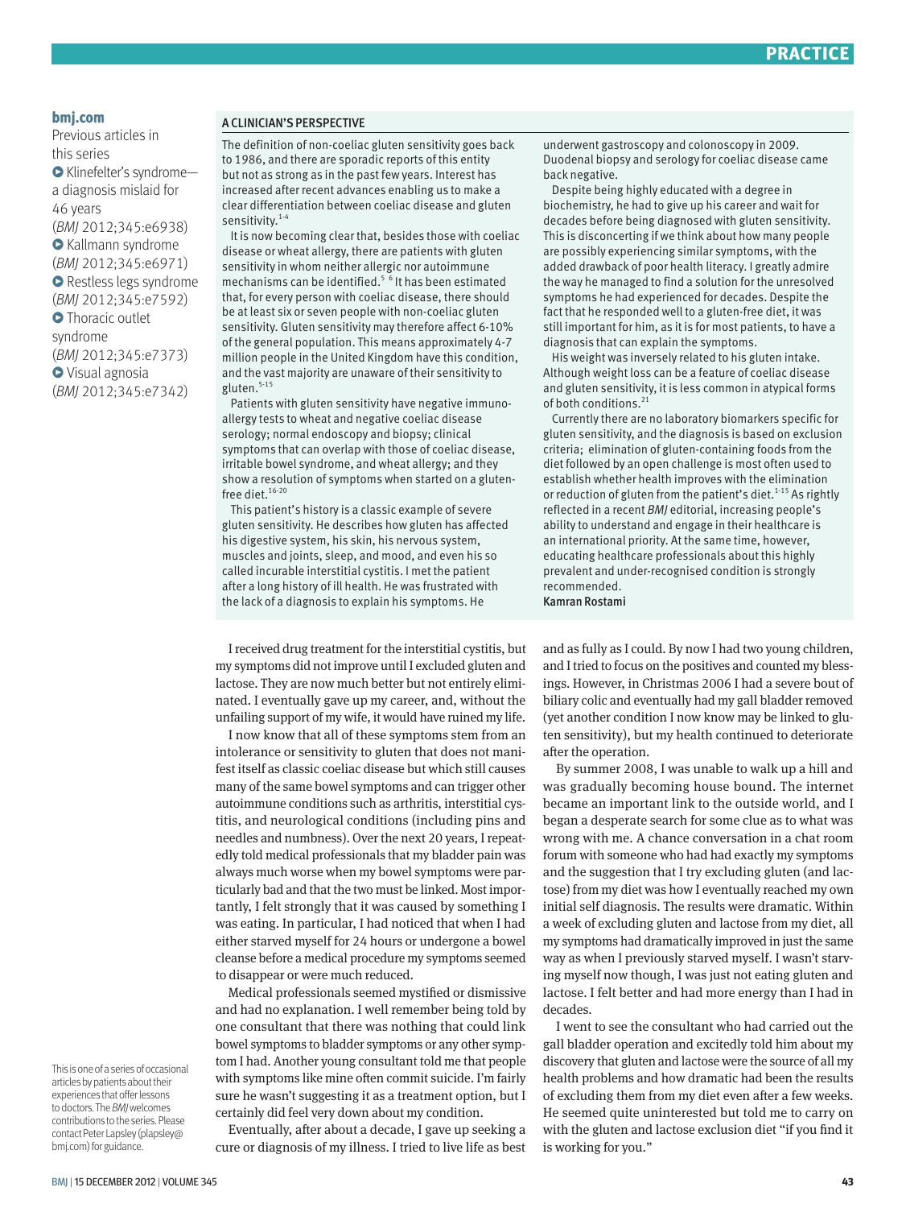bmj.com

Previous articles in this series

- Klinefelter's syndrome—a diagnosis mislaid for 46 years (*BMJ* 2012;345:e6938)
- Kallmann syndrome (*BMJ* 2012;345:e6971)
- Restless legs syndrome (*BMJ* 2012;345:e7592)
- Thoracic outlet syndrome (*BMJ* 2012;345:e7373)
- Visual agnosia (*BMJ* 2012;345:e7342)

## A CLINICIAN'S PERSPECTIVE

The definition of non-coeliac gluten sensitivity goes back to 1986, and there are sporadic reports of this entity but not as strong as in the past few years. Interest has increased after recent advances enabling us to make a clear differentiation between coeliac disease and gluten sensitivity.[1-4]

It is now becoming clear that, besides those with coeliac disease or wheat allergy, there are patients with gluten sensitivity in whom neither allergic nor autoimmune mechanisms can be identified.[5 6] It has been estimated that, for every person with coeliac disease, there should be at least six or seven people with non-coeliac gluten sensitivity. Gluten sensitivity may therefore affect 6-10% of the general population. This means approximately 4-7 million people in the United Kingdom have this condition, and the vast majority are unaware of their sensitivity to gluten.[5-15]

Patients with gluten sensitivity have negative immunoallergy tests to wheat and negative coeliac disease serology; normal endoscopy and biopsy; clinical symptoms that can overlap with those of coeliac disease, irritable bowel syndrome, and wheat allergy; and they show a resolution of symptoms when started on a gluten-free diet.[16-20]

This patient's history is a classic example of severe gluten sensitivity. He describes how gluten has affected his digestive system, his skin, his nervous system, muscles and joints, sleep, and mood, and even his so called incurable interstitial cystitis. I met the patient after a long history of ill health. He was frustrated with the lack of a diagnosis to explain his symptoms. He underwent gastroscopy and colonoscopy in 2009. Duodenal biopsy and serology for coeliac disease came back negative.

Despite being highly educated with a degree in biochemistry, he had to give up his career and wait for decades before being diagnosed with gluten sensitivity. This is disconcerting if we think about how many people are possibly experiencing similar symptoms, with the added drawback of poor health literacy. I greatly admire the way he managed to find a solution for the unresolved symptoms he had experienced for decades. Despite the fact that he responded well to a gluten-free diet, it was still important for him, as it is for most patients, to have a diagnosis that can explain the symptoms.

His weight was inversely related to his gluten intake. Although weight loss can be a feature of coeliac disease and gluten sensitivity, it is less common in atypical forms of both conditions.[21]

Currently there are no laboratory biomarkers specific for gluten sensitivity, and the diagnosis is based on exclusion criteria; elimination of gluten-containing foods from the diet followed by an open challenge is most often used to establish whether health improves with the elimination or reduction of gluten from the patient's diet.[1-15] As rightly reflected in a recent *BMJ* editorial, increasing people's ability to understand and engage in their healthcare is an international priority. At the same time, however, educating healthcare professionals about this highly prevalent and under-recognised condition is strongly recommended.

**Kamran Rostami**

I received drug treatment for the interstitial cystitis, but my symptoms did not improve until I excluded gluten and lactose. They are now much better but not entirely eliminated. I eventually gave up my career, and, without the unfailing support of my wife, it would have ruined my life.

I now know that all of these symptoms stem from an intolerance or sensitivity to gluten that does not manifest itself as classic coeliac disease but which still causes many of the same bowel symptoms and can trigger other autoimmune conditions such as arthritis, interstitial cystitis, and neurological conditions (including pins and needles and numbness). Over the next 20 years, I repeatedly told medical professionals that my bladder pain was always much worse when my bowel symptoms were particularly bad and that the two must be linked. Most importantly, I felt strongly that it was caused by something I was eating. In particular, I had noticed that when I had either starved myself for 24 hours or undergone a bowel cleanse before a medical procedure my symptoms seemed to disappear or were much reduced.

Medical professionals seemed mystified or dismissive and had no explanation. I well remember being told by one consultant that there was nothing that could link bowel symptoms to bladder symptoms or any other symptom I had. Another young consultant told me that people with symptoms like mine often commit suicide. I'm fairly sure he wasn't suggesting it as a treatment option, but I certainly did feel very down about my condition.

Eventually, after about a decade, I gave up seeking a cure or diagnosis of my illness. I tried to live life as best and as fully as I could. By now I had two young children, and I tried to focus on the positives and counted my blessings. However, in Christmas 2006 I had a severe bout of biliary colic and eventually had my gall bladder removed (yet another condition I now know may be linked to gluten sensitivity), but my health continued to deteriorate after the operation.

By summer 2008, I was unable to walk up a hill and was gradually becoming house bound. The internet became an important link to the outside world, and I began a desperate search for some clue as to what was wrong with me. A chance conversation in a chat room forum with someone who had had exactly my symptoms and the suggestion that I try excluding gluten (and lactose) from my diet was how I eventually reached my own initial self diagnosis. The results were dramatic. Within a week of excluding gluten and lactose from my diet, all my symptoms had dramatically improved in just the same way as when I previously starved myself. I wasn't starving myself now though, I was just not eating gluten and lactose. I felt better and had more energy than I had in decades.

I went to see the consultant who had carried out the gall bladder operation and excitedly told him about my discovery that gluten and lactose were the source of all my health problems and how dramatic had been the results of excluding them from my diet even after a few weeks. He seemed quite uninterested but told me to carry on with the gluten and lactose exclusion diet "if you find it is working for you."

This is one of a series of occasional articles by patients about their experiences that offer lessons to doctors. The *BMJ* welcomes contributions to the series. Please contact Peter Lapsley (plapsley@bmj.com) for guidance.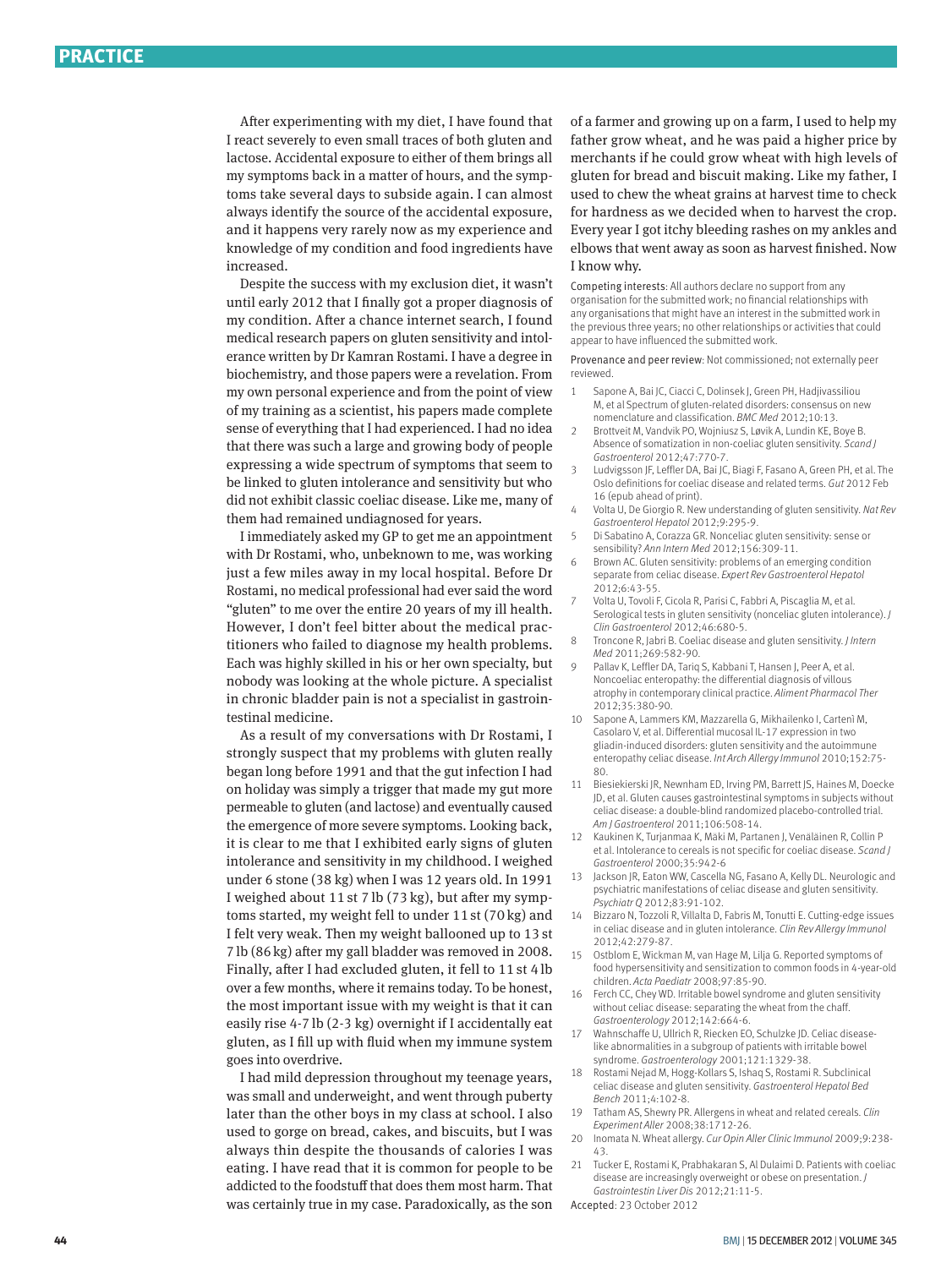After experimenting with my diet, I have found that I react severely to even small traces of both gluten and lactose. Accidental exposure to either of them brings all my symptoms back in a matter of hours, and the symptoms take several days to subside again. I can almost always identify the source of the accidental exposure, and it happens very rarely now as my experience and knowledge of my condition and food ingredients have increased.

Despite the success with my exclusion diet, it wasn't until early 2012 that I finally got a proper diagnosis of my condition. After a chance internet search, I found medical research papers on gluten sensitivity and intolerance written by Dr Kamran Rostami. I have a degree in biochemistry, and those papers were a revelation. From my own personal experience and from the point of view of my training as a scientist, his papers made complete sense of everything that I had experienced. I had no idea that there was such a large and growing body of people expressing a wide spectrum of symptoms that seem to be linked to gluten intolerance and sensitivity but who did not exhibit classic coeliac disease. Like me, many of them had remained undiagnosed for years.

I immediately asked my GP to get me an appointment with Dr Rostami, who, unbeknown to me, was working just a few miles away in my local hospital. Before Dr Rostami, no medical professional had ever said the word "gluten" to me over the entire 20 years of my ill health. However, I don't feel bitter about the medical practitioners who failed to diagnose my health problems. Each was highly skilled in his or her own specialty, but nobody was looking at the whole picture. A specialist in chronic bladder pain is not a specialist in gastrointestinal medicine.

As a result of my conversations with Dr Rostami, I strongly suspect that my problems with gluten really began long before 1991 and that the gut infection I had on holiday was simply a trigger that made my gut more permeable to gluten (and lactose) and eventually caused the emergence of more severe symptoms. Looking back, it is clear to me that I exhibited early signs of gluten intolerance and sensitivity in my childhood. I weighed under 6 stone (38 kg) when I was 12 years old. In 1991 I weighed about 11 st 7 lb (73 kg), but after my symptoms started, my weight fell to under 11 st (70 kg) and I felt very weak. Then my weight ballooned up to 13 st 7 lb (86 kg) after my gall bladder was removed in 2008. Finally, after I had excluded gluten, it fell to 11 st 4 lb over a few months, where it remains today. To be honest, the most important issue with my weight is that it can easily rise 4-7 lb (2-3 kg) overnight if I accidentally eat gluten, as I fill up with fluid when my immune system goes into overdrive.

I had mild depression throughout my teenage years, was small and underweight, and went through puberty later than the other boys in my class at school. I also used to gorge on bread, cakes, and biscuits, but I was always thin despite the thousands of calories I was eating. I have read that it is common for people to be addicted to the foodstuff that does them most harm. That was certainly true in my case. Paradoxically, as the son of a farmer and growing up on a farm, I used to help my father grow wheat, and he was paid a higher price by merchants if he could grow wheat with high levels of gluten for bread and biscuit making. Like my father, I used to chew the wheat grains at harvest time to check for hardness as we decided when to harvest the crop. Every year I got itchy bleeding rashes on my ankles and elbows that went away as soon as harvest finished. Now I know why.

Competing interests: All authors declare no support from any organisation for the submitted work; no financial relationships with any organisations that might have an interest in the submitted work in the previous three years; no other relationships or activities that could appear to have influenced the submitted work.

Provenance and peer review: Not commissioned; not externally peer reviewed.

1. Sapone A, Bai JC, Ciacci C, Dolinsek J, Green PH, Hadjivassiliou M, et al Spectrum of gluten-related disorders: consensus on new nomenclature and classification. *BMC Med* 2012;10:13.
2. Brottveit M, Vandvik PO, Wojniusz S, Løvik A, Lundin KE, Boye B. Absence of somatization in non-coeliac gluten sensitivity. *Scand J Gastroenterol* 2012;47:770-7.
3. Ludvigsson JF, Leffler DA, Bai JC, Biagi F, Fasano A, Green PH, et al. The Oslo definitions for coeliac disease and related terms. *Gut* 2012 Feb 16 (epub ahead of print).
4. Volta U, De Giorgio R. New understanding of gluten sensitivity. *Nat Rev Gastroenterol Hepatol* 2012;9:295-9.
5. Di Sabatino A, Corazza GR. Nonceliac gluten sensitivity: sense or sensibility? *Ann Intern Med* 2012;156:309-11.
6. Brown AC. Gluten sensitivity: problems of an emerging condition separate from celiac disease. *Expert Rev Gastroenterol Hepatol* 2012;6:43-55.
7. Volta U, Tovoli F, Cicola R, Parisi C, Fabbri A, Piscaglia M, et al. Serological tests in gluten sensitivity (nonceliac gluten intolerance). *J Clin Gastroenterol* 2012;46:680-5.
8. Troncone R, Jabri B. Coeliac disease and gluten sensitivity. *J Intern Med* 2011;269:582-90.
9. Pallav K, Leffler DA, Tariq S, Kabbani T, Hansen J, Peer A, et al. Noncoeliac enteropathy: the differential diagnosis of villous atrophy in contemporary clinical practice. *Aliment Pharmacol Ther* 2012;35:380-90.
10. Sapone A, Lammers KM, Mazzarella G, Mikhailenko I, Cartenì M, Casolaro V, et al. Differential mucosal IL-17 expression in two gliadin-induced disorders: gluten sensitivity and the autoimmune enteropathy celiac disease. *Int Arch Allergy Immunol* 2010;152:75-80.
11. Biesiekierski JR, Newnham ED, Irving PM, Barrett JS, Haines M, Doecke JD, et al. Gluten causes gastrointestinal symptoms in subjects without celiac disease: a double-blind randomized placebo-controlled trial. *Am J Gastroenterol* 2011;106:508-14.
12. Kaukinen K, Turjanmaa K, Mäki M, Partanen J, Venäläinen R, Collin P et al. Intolerance to cereals is not specific for coeliac disease. *Scand J Gastroenterol* 2000;35:942-6
13. Jackson JR, Eaton WW, Cascella NG, Fasano A, Kelly DL. Neurologic and psychiatric manifestations of celiac disease and gluten sensitivity. *Psychiatr Q* 2012;83:91-102.
14. Bizzaro N, Tozzoli R, Villalta D, Fabris M, Tonutti E. Cutting-edge issues in celiac disease and in gluten intolerance. *Clin Rev Allergy Immunol* 2012;42:279-87.
15. Ostblom E, Wickman M, van Hage M, Lilja G. Reported symptoms of food hypersensitivity and sensitization to common foods in 4-year-old children. *Acta Paediatr* 2008;97:85-90.
16. Ferch CC, Chey WD. Irritable bowel syndrome and gluten sensitivity without celiac disease: separating the wheat from the chaff. *Gastroenterology* 2012;142:664-6.
17. Wahnschaffe U, Ullrich R, Riecken EO, Schulzke JD. Celiac disease-like abnormalities in a subgroup of patients with irritable bowel syndrome. *Gastroenterology* 2001;121:1329-38.
18. Rostami Nejad M, Hogg-Kollars S, Ishaq S, Rostami R. Subclinical celiac disease and gluten sensitivity. *Gastroenterol Hepatol Bed Bench* 2011;4:102-8.
19. Tatham AS, Shewry PR. Allergens in wheat and related cereals. *Clin Experiment Aller* 2008;38:1712-26.
20. Inomata N. Wheat allergy. *Cur Opin Aller Clinic Immunol* 2009;9:238-43.
21. Tucker E, Rostami K, Prabhakaran S, Al Dulaimi D. Patients with coeliac disease are increasingly overweight or obese on presentation. *J Gastrointestin Liver Dis* 2012;21:11-5.

Accepted: 23 October 2012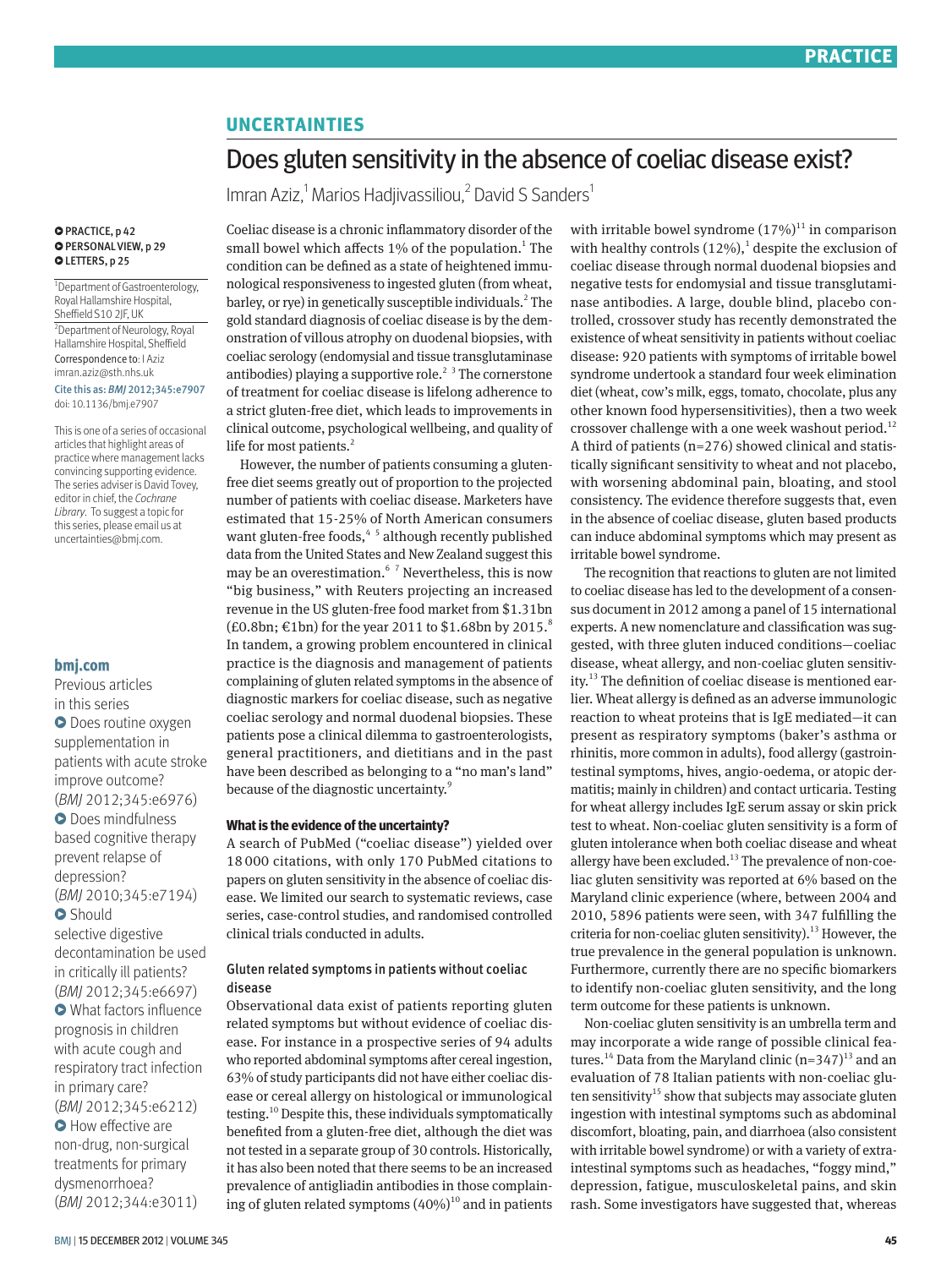# UNCERTAINTIES

# Does gluten sensitivity in the absence of coeliac disease exist?

Imran Aziz,[1] Marios Hadjivassiliou,[2] David S Sanders[1]

PRACTICE, p 42
PERSONAL VIEW, p 29
LETTERS, p 25

[1]Department of Gastroenterology, Royal Hallamshire Hospital, Sheffield S10 2JF, UK

[2]Department of Neurology, Royal Hallamshire Hospital, Sheffield

Correspondence to: I Aziz imran.aziz@sth.nhs.uk

Cite this as: *BMJ* 2012;345:e7907
doi: 10.1136/bmj.e7907

This is one of a series of occasional articles that highlight areas of practice where management lacks convincing supporting evidence. The series adviser is David Tovey, editor in chief, the *Cochrane Library*. To suggest a topic for this series, please email us at uncertainties@bmj.com.

**bmj.com**

Previous articles in this series

- Does routine oxygen supplementation in patients with acute stroke improve outcome? (*BMJ* 2012;345:e6976)
- Does mindfulness based cognitive therapy prevent relapse of depression? (*BMJ* 2010;345:e7194)
- Should selective digestive decontamination be used in critically ill patients? (*BMJ* 2012;345:e6697)
- What factors influence prognosis in children with acute cough and respiratory tract infection in primary care? (*BMJ* 2012;345:e6212)
- How effective are non-drug, non-surgical treatments for primary dysmenorrhoea? (*BMJ* 2012;344:e3011)

Coeliac disease is a chronic inflammatory disorder of the small bowel which affects 1% of the population.[1] The condition can be defined as a state of heightened immunological responsiveness to ingested gluten (from wheat, barley, or rye) in genetically susceptible individuals.[2] The gold standard diagnosis of coeliac disease is by the demonstration of villous atrophy on duodenal biopsies, with coeliac serology (endomysial and tissue transglutaminase antibodies) playing a supportive role.[2 3] The cornerstone of treatment for coeliac disease is lifelong adherence to a strict gluten-free diet, which leads to improvements in clinical outcome, psychological wellbeing, and quality of life for most patients.[2]

However, the number of patients consuming a gluten-free diet seems greatly out of proportion to the projected number of patients with coeliac disease. Marketers have estimated that 15-25% of North American consumers want gluten-free foods,[4 5] although recently published data from the United States and New Zealand suggest this may be an overestimation.[6 7] Nevertheless, this is now "big business," with Reuters projecting an increased revenue in the US gluten-free food market from \$1.31bn (£0.8bn; €1bn) for the year 2011 to \$1.68bn by 2015.[8] In tandem, a growing problem encountered in clinical practice is the diagnosis and management of patients complaining of gluten related symptoms in the absence of diagnostic markers for coeliac disease, such as negative coeliac serology and normal duodenal biopsies. These patients pose a clinical dilemma to gastroenterologists, general practitioners, and dietitians and in the past have been described as belonging to a "no man's land" because of the diagnostic uncertainty.[9]

## What is the evidence of the uncertainty?

A search of PubMed ("coeliac disease") yielded over 18 000 citations, with only 170 PubMed citations to papers on gluten sensitivity in the absence of coeliac disease. We limited our search to systematic reviews, case series, case-control studies, and randomised controlled clinical trials conducted in adults.

### Gluten related symptoms in patients without coeliac disease

Observational data exist of patients reporting gluten related symptoms but without evidence of coeliac disease. For instance in a prospective series of 94 adults who reported abdominal symptoms after cereal ingestion, 63% of study participants did not have either coeliac disease or cereal allergy on histological or immunological testing.[10] Despite this, these individuals symptomatically benefited from a gluten-free diet, although the diet was not tested in a separate group of 30 controls. Historically, it has also been noted that there seems to be an increased prevalence of antigliadin antibodies in those complaining of gluten related symptoms (40%)[10] and in patients with irritable bowel syndrome (17%)[11] in comparison with healthy controls (12%),[1] despite the exclusion of coeliac disease through normal duodenal biopsies and negative tests for endomysial and tissue transglutaminase antibodies. A large, double blind, placebo controlled, crossover study has recently demonstrated the existence of wheat sensitivity in patients without coeliac disease: 920 patients with symptoms of irritable bowel syndrome undertook a standard four week elimination diet (wheat, cow's milk, eggs, tomato, chocolate, plus any other known food hypersensitivities), then a two week crossover challenge with a one week washout period.[12] A third of patients (n=276) showed clinical and statistically significant sensitivity to wheat and not placebo, with worsening abdominal pain, bloating, and stool consistency. The evidence therefore suggests that, even in the absence of coeliac disease, gluten based products can induce abdominal symptoms which may present as irritable bowel syndrome.

The recognition that reactions to gluten are not limited to coeliac disease has led to the development of a consensus document in 2012 among a panel of 15 international experts. A new nomenclature and classification was suggested, with three gluten induced conditions—coeliac disease, wheat allergy, and non-coeliac gluten sensitivity.[13] The definition of coeliac disease is mentioned earlier. Wheat allergy is defined as an adverse immunologic reaction to wheat proteins that is IgE mediated—it can present as respiratory symptoms (baker's asthma or rhinitis, more common in adults), food allergy (gastrointestinal symptoms, hives, angio-oedema, or atopic dermatitis; mainly in children) and contact urticaria. Testing for wheat allergy includes IgE serum assay or skin prick test to wheat. Non-coeliac gluten sensitivity is a form of gluten intolerance when both coeliac disease and wheat allergy have been excluded.[13] The prevalence of non-coeliac gluten sensitivity was reported at 6% based on the Maryland clinic experience (where, between 2004 and 2010, 5896 patients were seen, with 347 fulfilling the criteria for non-coeliac gluten sensitivity).[13] However, the true prevalence in the general population is unknown. Furthermore, currently there are no specific biomarkers to identify non-coeliac gluten sensitivity, and the long term outcome for these patients is unknown.

Non-coeliac gluten sensitivity is an umbrella term and may incorporate a wide range of possible clinical features.[14] Data from the Maryland clinic (n=347)[13] and an evaluation of 78 Italian patients with non-coeliac gluten sensitivity[15] show that subjects may associate gluten ingestion with intestinal symptoms such as abdominal discomfort, bloating, pain, and diarrhoea (also consistent with irritable bowel syndrome) or with a variety of extra-intestinal symptoms such as headaches, "foggy mind," depression, fatigue, musculoskeletal pains, and skin rash. Some investigators have suggested that, whereas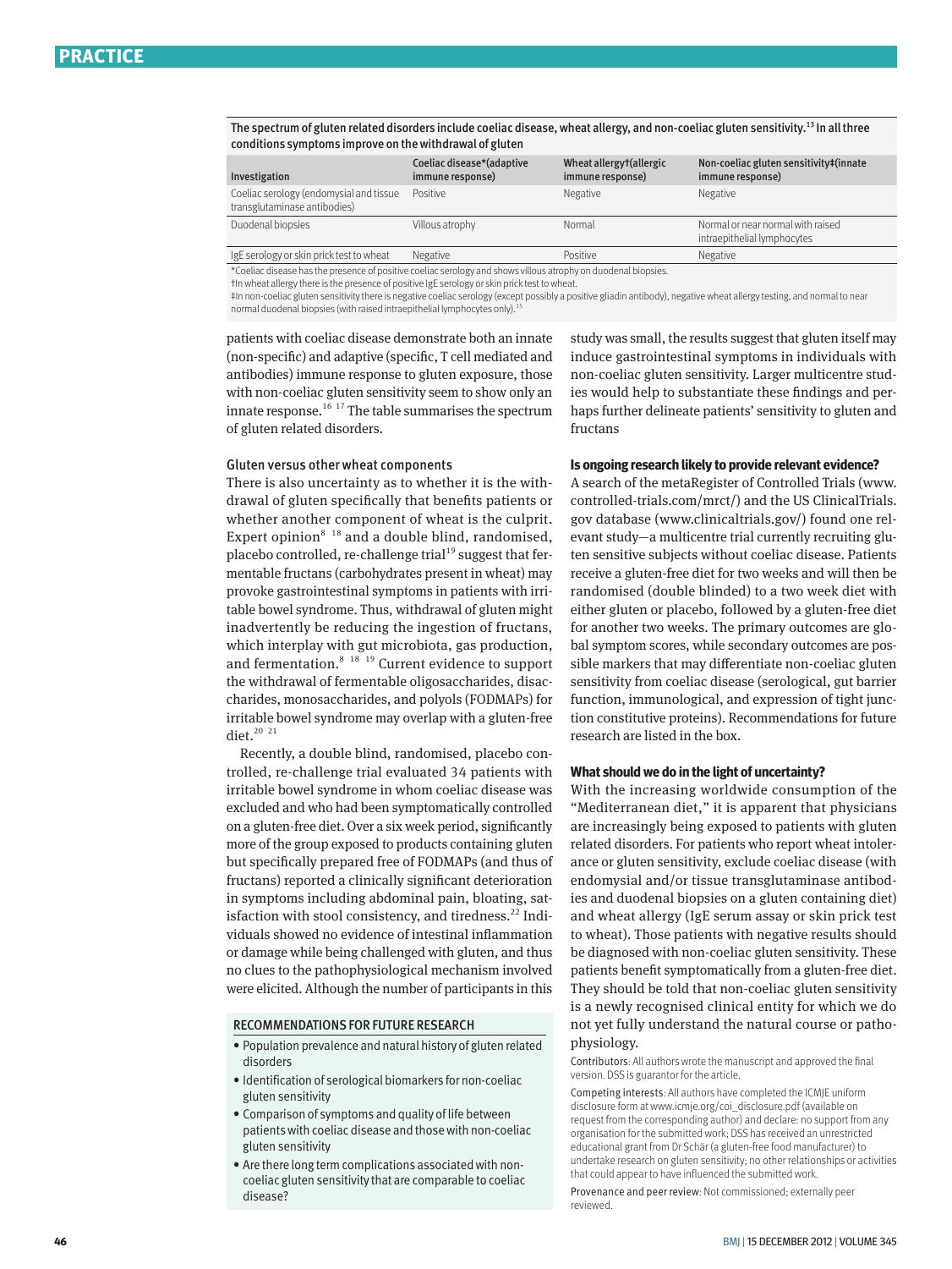The spectrum of gluten related disorders include coeliac disease, wheat allergy, and non-coeliac gluten sensitivity.[13] In all three conditions symptoms improve on the withdrawal of gluten

| Investigation | Coeliac disease*(adaptive immune response) | Wheat allergy†(allergic immune response) | Non-coeliac gluten sensitivity‡(innate immune response) |
|---|---|---|---|
| Coeliac serology (endomysial and tissue transglutaminase antibodies) | Positive | Negative | Negative |
| Duodenal biopsies | Villous atrophy | Normal | Normal or near normal with raised intraepithelial lymphocytes |
| IgE serology or skin prick test to wheat | Negative | Positive | Negative |

*Coeliac disease has the presence of positive coeliac serology and shows villous atrophy on duodenal biopsies.
†In wheat allergy there is the presence of positive IgE serology or skin prick test to wheat.
‡In non-coeliac gluten sensitivity there is negative coeliac serology (except possibly a positive gliadin antibody), negative wheat allergy testing, and normal to near normal duodenal biopsies (with raised intraepithelial lymphocytes only).[15]

patients with coeliac disease demonstrate both an innate (non-specific) and adaptive (specific, T cell mediated and antibodies) immune response to gluten exposure, those with non-coeliac gluten sensitivity seem to show only an innate response.[16 17] The table summarises the spectrum of gluten related disorders.

### Gluten versus other wheat components

There is also uncertainty as to whether it is the withdrawal of gluten specifically that benefits patients or whether another component of wheat is the culprit. Expert opinion[8 18] and a double blind, randomised, placebo controlled, re-challenge trial[19] suggest that fermentable fructans (carbohydrates present in wheat) may provoke gastrointestinal symptoms in patients with irritable bowel syndrome. Thus, withdrawal of gluten might inadvertently be reducing the ingestion of fructans, which interplay with gut microbiota, gas production, and fermentation.[8 18 19] Current evidence to support the withdrawal of fermentable oligosaccharides, disaccharides, monosaccharides, and polyols (FODMAPs) for irritable bowel syndrome may overlap with a gluten-free diet.[20 21]

Recently, a double blind, randomised, placebo controlled, re-challenge trial evaluated 34 patients with irritable bowel syndrome in whom coeliac disease was excluded and who had been symptomatically controlled on a gluten-free diet. Over a six week period, significantly more of the group exposed to products containing gluten but specifically prepared free of FODMAPs (and thus of fructans) reported a clinically significant deterioration in symptoms including abdominal pain, bloating, satisfaction with stool consistency, and tiredness.[22] Individuals showed no evidence of intestinal inflammation or damage while being challenged with gluten, and thus no clues to the pathophysiological mechanism involved were elicited. Although the number of participants in this study was small, the results suggest that gluten itself may induce gastrointestinal symptoms in individuals with non-coeliac gluten sensitivity. Larger multicentre studies would help to substantiate these findings and perhaps further delineate patients' sensitivity to gluten and fructans

### Is ongoing research likely to provide relevant evidence?

A search of the metaRegister of Controlled Trials (www.controlled-trials.com/mrct/) and the US ClinicalTrials.gov database (www.clinicaltrials.gov/) found one relevant study—a multicentre trial currently recruiting gluten sensitive subjects without coeliac disease. Patients receive a gluten-free diet for two weeks and will then be randomised (double blinded) to a two week diet with either gluten or placebo, followed by a gluten-free diet for another two weeks. The primary outcomes are global symptom scores, while secondary outcomes are possible markers that may differentiate non-coeliac gluten sensitivity from coeliac disease (serological, gut barrier function, immunological, and expression of tight junction constitutive proteins). Recommendations for future research are listed in the box.

### What should we do in the light of uncertainty?

With the increasing worldwide consumption of the "Mediterranean diet," it is apparent that physicians are increasingly being exposed to patients with gluten related disorders. For patients who report wheat intolerance or gluten sensitivity, exclude coeliac disease (with endomysial and/or tissue transglutaminase antibodies and duodenal biopsies on a gluten containing diet) and wheat allergy (IgE serum assay or skin prick test to wheat). Those patients with negative results should be diagnosed with non-coeliac gluten sensitivity. These patients benefit symptomatically from a gluten-free diet. They should be told that non-coeliac gluten sensitivity is a newly recognised clinical entity for which we do not yet fully understand the natural course or pathophysiology.

Contributors: All authors wrote the manuscript and approved the final version. DSS is guarantor for the article.

Competing interests: All authors have completed the ICMJE uniform disclosure form at www.icmje.org/coi_disclosure.pdf (available on request from the corresponding author) and declare: no support from any organisation for the submitted work; DSS has received an unrestricted educational grant from Dr Schär (a gluten-free food manufacturer) to undertake research on gluten sensitivity; no other relationships or activities that could appear to have influenced the submitted work.

Provenance and peer review: Not commissioned; externally peer reviewed.

### RECOMMENDATIONS FOR FUTURE RESEARCH

- Population prevalence and natural history of gluten related disorders
- Identification of serological biomarkers for non-coeliac gluten sensitivity
- Comparison of symptoms and quality of life between patients with coeliac disease and those with non-coeliac gluten sensitivity
- Are there long term complications associated with non-coeliac gluten sensitivity that are comparable to coeliac disease?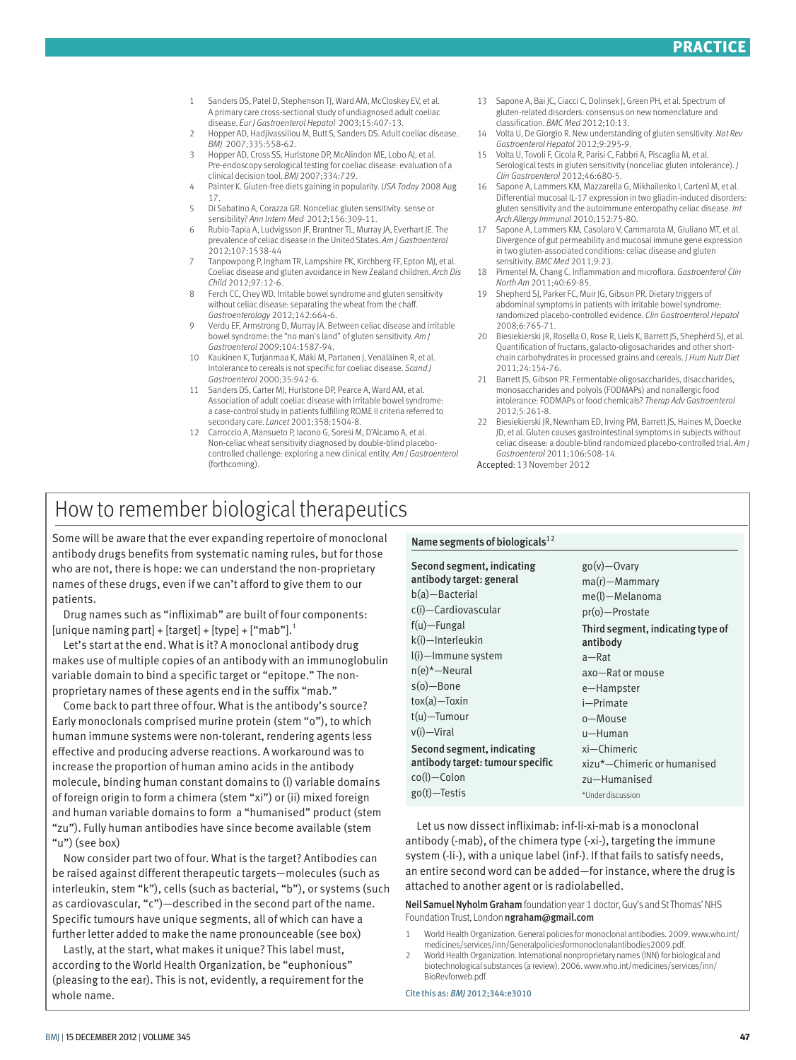1. Sanders DS, Patel D, Stephenson TJ, Ward AM, McCloskey EV, et al. A primary care cross-sectional study of undiagnosed adult coeliac disease. *Eur J Gastroenterol Hepatol* 2003;15:407-13.
2. Hopper AD, Hadjivassiliou M, Butt S, Sanders DS. Adult coeliac disease. *BMJ* 2007;335:558-62.
3. Hopper AD, Cross SS, Hurlstone DP, McAlindon ME, Lobo AJ, et al. Pre-endoscopy serological testing for coeliac disease: evaluation of a clinical decision tool. *BMJ* 2007;334:729.
4. Painter K. Gluten-free diets gaining in popularity. *USA Today* 2008 Aug 17.
5. Di Sabatino A, Corazza GR. Nonceliac gluten sensitivity: sense or sensibility? *Ann Intern Med* 2012;156:309-11.
6. Rubio-Tapia A, Ludvigsson JF, Brantner TL, Murray JA, Everhart JE. The prevalence of celiac disease in the United States. *Am J Gastroenterol* 2012;107:1538-44
7. Tanpowpong P, Ingham TR, Lampshire PK, Kirchberg FF, Epton MJ, et al. Coeliac disease and gluten avoidance in New Zealand children. *Arch Dis Child* 2012;97:12-6.
8. Ferch CC, Chey WD. Irritable bowel syndrome and gluten sensitivity without celiac disease: separating the wheat from the chaff. *Gastroenterology* 2012;142:664-6.
9. Verdu EF, Armstrong D, Murray JA. Between celiac disease and irritable bowel syndrome: the "no man's land" of gluten sensitivity. *Am J Gastroenterol* 2009;104:1587-94.
10. Kaukinen K, Turjanmaa K, Mäki M, Partanen J, Venäläinen R, et al. Intolerance to cereals is not specific for coeliac disease. *Scand J Gastroenterol* 2000;35:942-6.
11. Sanders DS, Carter MJ, Hurlstone DP, Pearce A, Ward AM, et al. Association of adult coeliac disease with irritable bowel syndrome: a case-control study in patients fulfilling ROME II criteria referred to secondary care. *Lancet* 2001;358:1504-8.
12. Carroccio A, Mansueto P, Iacono G, Soresi M, D'Alcamo A, et al. Non-celiac wheat sensitivity diagnosed by double-blind placebo-controlled challenge: exploring a new clinical entity. *Am J Gastroenterol* (forthcoming).
13. Sapone A, Bai JC, Ciacci C, Dolinsek J, Green PH, et al. Spectrum of gluten-related disorders: consensus on new nomenclature and classification. *BMC Med* 2012;10:13.
14. Volta U, De Giorgio R. New understanding of gluten sensitivity. *Nat Rev Gastroenterol Hepatol* 2012;9:295-9.
15. Volta U, Tovoli F, Cicola R, Parisi C, Fabbri A, Piscaglia M, et al. Serological tests in gluten sensitivity (nonceliac gluten intolerance). *J Clin Gastroenterol* 2012;46:680-5.
16. Sapone A, Lammers KM, Mazzarella G, Mikhailenko I, Cartenì M, et al. Differential mucosal IL-17 expression in two gliadin-induced disorders: gluten sensitivity and the autoimmune enteropathy celiac disease. *Int Arch Allergy Immunol* 2010;152:75-80.
17. Sapone A, Lammers KM, Casolaro V, Cammarota M, Giuliano MT, et al. Divergence of gut permeability and mucosal immune gene expression in two gluten-associated conditions: celiac disease and gluten sensitivity. *BMC Med* 2011;9:23.
18. Pimentel M, Chang C. Inflammation and microflora. *Gastroenterol Clin North Am* 2011;40:69-85.
19. Shepherd SJ, Parker FC, Muir JG, Gibson PR. Dietary triggers of abdominal symptoms in patients with irritable bowel syndrome: randomized placebo-controlled evidence. *Clin Gastroenterol Hepatol* 2008;6:765-71.
20. Biesiekierski JR, Rosella O, Rose R, Liels K, Barrett JS, Shepherd SJ, et al. Quantification of fructans, galacto-oligosacharides and other short-chain carbohydrates in processed grains and cereals. *J Hum Nutr Diet* 2011;24:154-76.
21. Barrett JS, Gibson PR. Fermentable oligosaccharides, disaccharides, monosaccharides and polyols (FODMAPs) and nonallergic food intolerance: FODMAPs or food chemicals? *Therap Adv Gastroenterol* 2012;5:261-8.
22. Biesiekierski JR, Newnham ED, Irving PM, Barrett JS, Haines M, Doecke JD, et al. Gluten causes gastrointestinal symptoms in subjects without celiac disease: a double-blind randomized placebo-controlled trial. *Am J Gastroenterol* 2011;106:508-14.

Accepted: 13 November 2012

# How to remember biological therapeutics

Some will be aware that the ever expanding repertoire of monoclonal antibody drugs benefits from systematic naming rules, but for those who are not, there is hope: we can understand the non-proprietary names of these drugs, even if we can't afford to give them to our patients.

Drug names such as "infliximab" are built of four components: [unique naming part] + [target] + [type] + ["mab"].[1]

Let's start at the end. What is it? A monoclonal antibody drug makes use of multiple copies of an antibody with an immunoglobulin variable domain to bind a specific target or "epitope." The non-proprietary names of these agents end in the suffix "mab."

Come back to part three of four. What is the antibody's source? Early monoclonals comprised murine protein (stem "o"), to which human immune systems were non-tolerant, rendering agents less effective and producing adverse reactions. A workaround was to increase the proportion of human amino acids in the antibody molecule, binding human constant domains to (i) variable domains of foreign origin to form a chimera (stem "xi") or (ii) mixed foreign and human variable domains to form a "humanised" product (stem "zu"). Fully human antibodies have since become available (stem "u") (see box)

Now consider part two of four. What is the target? Antibodies can be raised against different therapeutic targets—molecules (such as interleukin, stem "k"), cells (such as bacterial, "b"), or systems (such as cardiovascular, "c")—described in the second part of the name. Specific tumours have unique segments, all of which can have a further letter added to make the name pronounceable (see box)

Lastly, at the start, what makes it unique? This label must, according to the World Health Organization, be "euphonious" (pleasing to the ear). This is not, evidently, a requirement for the whole name.

**Name segments of biologicals**[1 2]

**Second segment, indicating antibody target: general**
b(a)—Bacterial
c(i)—Cardiovascular
f(u)—Fungal
k(i)—Interleukin
l(i)—Immune system
n(e)*—Neural
s(o)—Bone
tox(a)—Toxin
t(u)—Tumour
v(i)—Viral

**Second segment, indicating antibody target: tumour specific**
co(l)—Colon
go(t)—Testis
go(v)—Ovary
ma(r)—Mammary
me(l)—Melanoma
pr(o)—Prostate

**Third segment, indicating type of antibody**
a—Rat
axo—Rat or mouse
e—Hampster
i—Primate
o—Mouse
u—Human
xi—Chimeric
xizu*—Chimeric or humanised
zu—Humanised

*Under discussion

Let us now dissect infliximab: inf-li-xi-mab is a monoclonal antibody (-mab), of the chimera type (-xi-), targeting the immune system (-li-), with a unique label (inf-). If that fails to satisfy needs, an entire second word can be added—for instance, where the drug is attached to another agent or is radiolabelled.

**Neil Samuel Nyholm Graham** foundation year 1 doctor, Guy's and St Thomas' NHS Foundation Trust, London **ngraham@gmail.com**

1. World Health Organization. General policies for monoclonal antibodies. 2009. www.who.int/medicines/services/inn/Generalpoliciesformonoclonalantibodies2009.pdf.
2. World Health Organization. International nonproprietary names (INN) for biological and biotechnological substances (a review). 2006. www.who.int/medicines/services/inn/BioRevforweb.pdf.

Cite this as: *BMJ* 2012;344:e3010